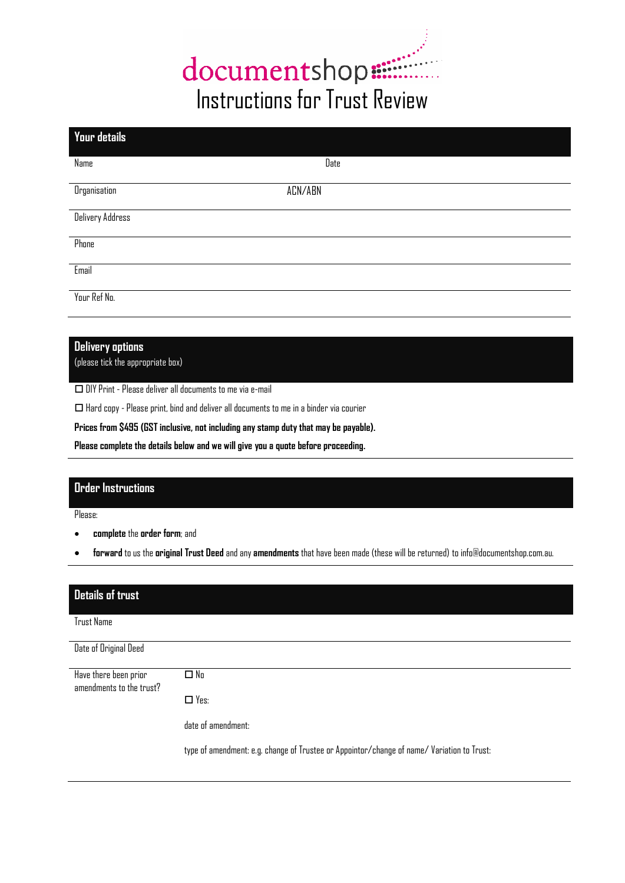documentshop

# Instructions for Trust Review

## Your details

Name | Date

Organisation | ACN/ABN

Delivery Address

Phone

Email

Your Ref No.

## Delivery options

(please tick the appropriate box)

☐ DIY Print - Please deliver all documents to me via e-mail

☐ Hard copy - Please print, bind and deliver all documents to me in a binder via courier

**Prices from $495 (GST inclusive, not including any stamp duty that may be payable).**

**Please complete the details below and we will give you a quote before proceeding.**

## Order Instructions

Please:

- **complete** the **order form**; and
- **forward** to us the **original Trust Deed** and any **amendments** that have been made (these will be returned) to info@documentshop.com.au.

## Details of trust

Trust Name

Date of Original Deed

Have there been prior amendments to the trust?

☐ No

☐ Yes:

date of amendment:

type of amendment: e.g. change of Trustee or Appointor/change of name/ Variation to Trust: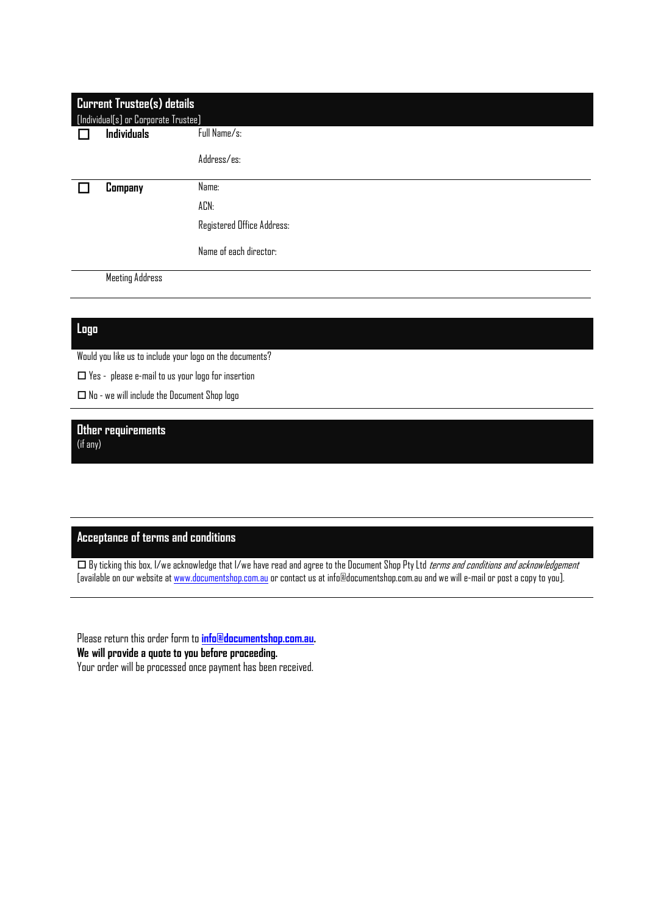## Current Trustee(s) details

[Individual[s] or Corporate Trustee]

| | | |
|---|---|---|
| ☐ | **Individuals** | Full Name/s: |
| | | Address/es: |
| ☐ | **Company** | Name: |
| | | ACN: |
| | | Registered Office Address: |
| | | Name of each director: |
| | Meeting Address | |

## Logo

Would you like us to include your logo on the documents?

☐ Yes - please e-mail to us your logo for insertion

☐ No - we will include the Document Shop logo

## Other requirements

(if any)

## Acceptance of terms and conditions

☐ By ticking this box, I/we acknowledge that I/we have read and agree to the Document Shop Pty Ltd *terms and conditions and acknowledgement* [available on our website at www.documentshop.com.au or contact us at info@documentshop.com.au and we will e-mail or post a copy to you].

Please return this order form to **info@documentshop.com.au**.

**We will provide a quote to you before proceeding.**

Your order will be processed once payment has been received.